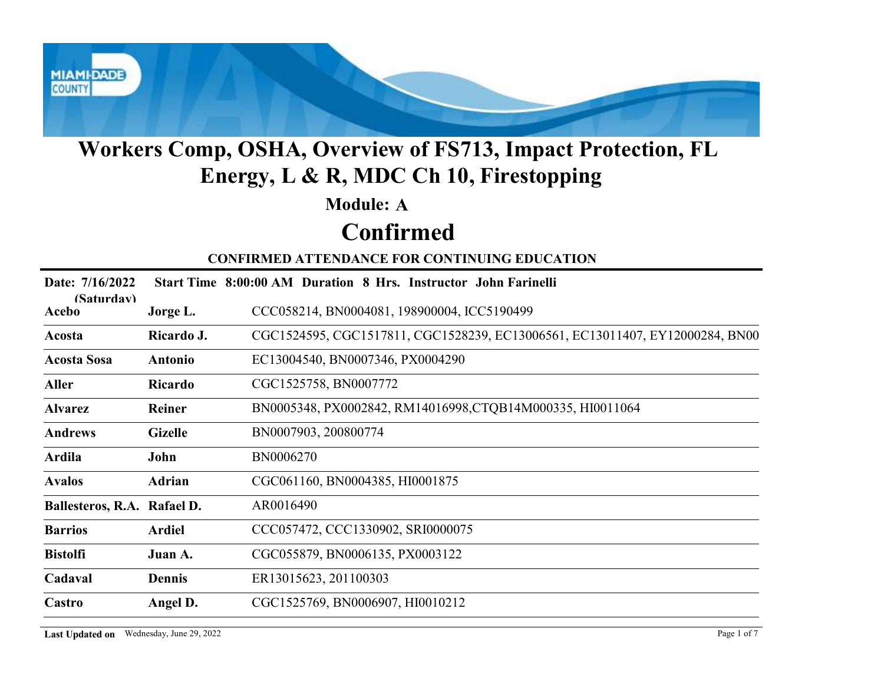# Workers Comp, OSHA, Overview of FS713, Impact Protection, FL Energy, L & R, MDC Ch 10, Firestopping

## Module: A

# Confirmed

### CONFIRMED ATTENDANCE FOR CONTINUING EDUCATION

**Date: 7/16/2022 (Saturday)** **Start Time 8:00:00 AM** **Duration 8 Hrs.** **Instructor John Farinelli**

| Last Name | First Name | Licenses |
|---|---|---|
| **Acebo** | **Jorge L.** | CCC058214, BN0004081, 198900004, ICC5190499 |
| **Acosta** | **Ricardo J.** | CGC1524595, CGC1517811, CGC1528239, EC13006561, EC13011407, EY12000284, BN00 |
| **Acosta Sosa** | **Antonio** | EC13004540, BN0007346, PX0004290 |
| **Aller** | **Ricardo** | CGC1525758, BN0007772 |
| **Alvarez** | **Reiner** | BN0005348, PX0002842, RM14016998,CTQB14M000335, HI0011064 |
| **Andrews** | **Gizelle** | BN0007903, 200800774 |
| **Ardila** | **John** | BN0006270 |
| **Avalos** | **Adrian** | CGC061160, BN0004385, HI0001875 |
| **Ballesteros, R.A.** | **Rafael D.** | AR0016490 |
| **Barrios** | **Ardiel** | CCC057472, CCC1330902, SRI0000075 |
| **Bistolfi** | **Juan A.** | CGC055879, BN0006135, PX0003122 |
| **Cadaval** | **Dennis** | ER13015623, 201100303 |
| **Castro** | **Angel D.** | CGC1525769, BN0006907, HI0010212 |

**Last Updated on** Wednesday, June 29, 2022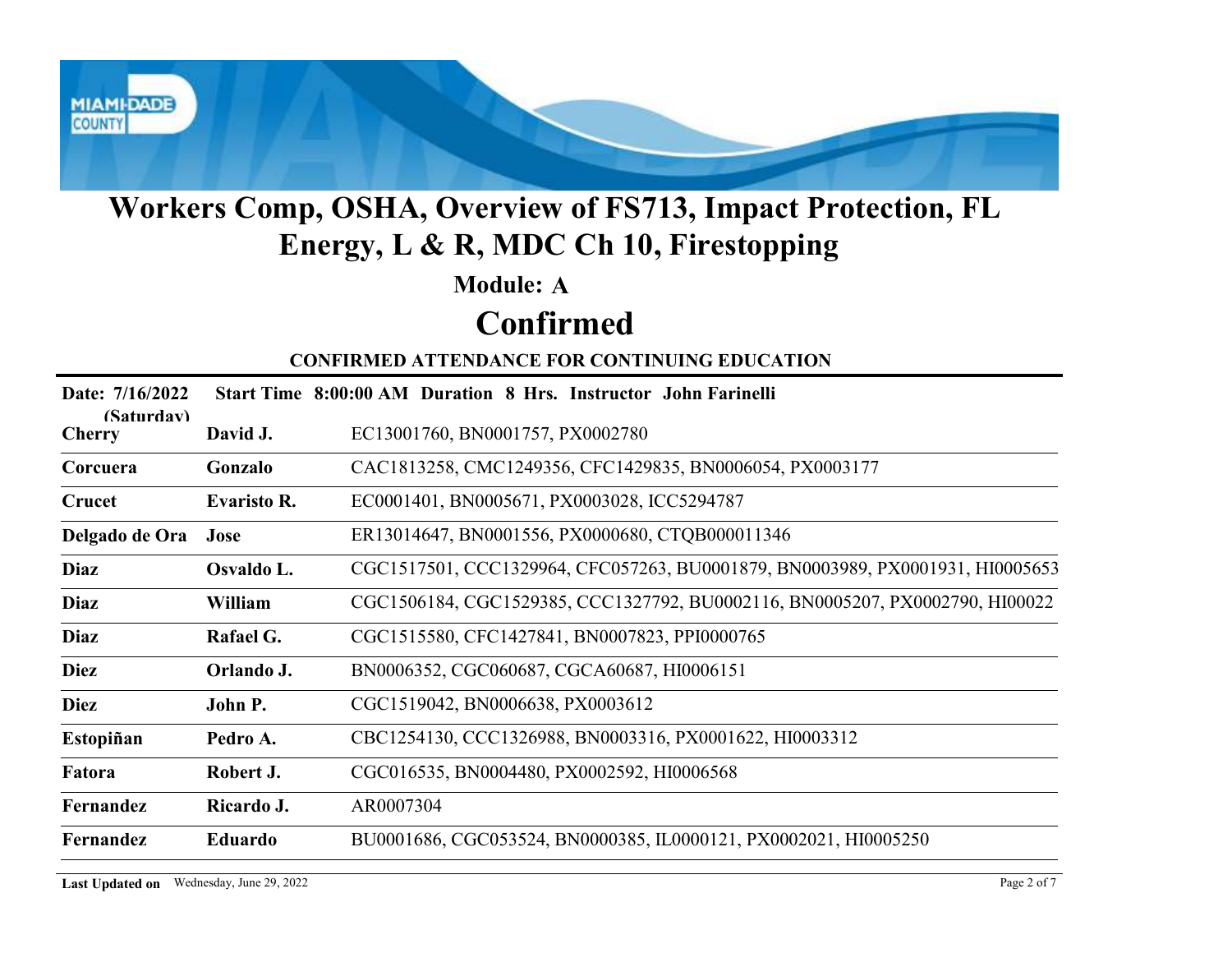# Workers Comp, OSHA, Overview of FS713, Impact Protection, FL Energy, L & R, MDC Ch 10, Firestopping

**Module: A**

## Confirmed

**CONFIRMED ATTENDANCE FOR CONTINUING EDUCATION**

**Date: 7/16/2022 (Saturday)** **Start Time 8:00:00 AM Duration 8 Hrs. Instructor John Farinelli**

| Last Name | First Name | Licenses |
|---|---|---|
| **Cherry** | **David J.** | EC13001760, BN0001757, PX0002780 |
| **Corcuera** | **Gonzalo** | CAC1813258, CMC1249356, CFC1429835, BN0006054, PX0003177 |
| **Crucet** | **Evaristo R.** | EC0001401, BN0005671, PX0003028, ICC5294787 |
| **Delgado de Ora** | **Jose** | ER13014647, BN0001556, PX0000680, CTQB000011346 |
| **Diaz** | **Osvaldo L.** | CGC1517501, CCC1329964, CFC057263, BU0001879, BN0003989, PX0001931, HI0005653 |
| **Diaz** | **William** | CGC1506184, CGC1529385, CCC1327792, BU0002116, BN0005207, PX0002790, HI00022 |
| **Diaz** | **Rafael G.** | CGC1515580, CFC1427841, BN0007823, PPI0000765 |
| **Diez** | **Orlando J.** | BN0006352, CGC060687, CGCA60687, HI0006151 |
| **Diez** | **John P.** | CGC1519042, BN0006638, PX0003612 |
| **Estopiñan** | **Pedro A.** | CBC1254130, CCC1326988, BN0003316, PX0001622, HI0003312 |
| **Fatora** | **Robert J.** | CGC016535, BN0004480, PX0002592, HI0006568 |
| **Fernandez** | **Ricardo J.** | AR0007304 |
| **Fernandez** | **Eduardo** | BU0001686, CGC053524, BN0000385, IL0000121, PX0002021, HI0005250 |

**Last Updated on** Wednesday, June 29, 2022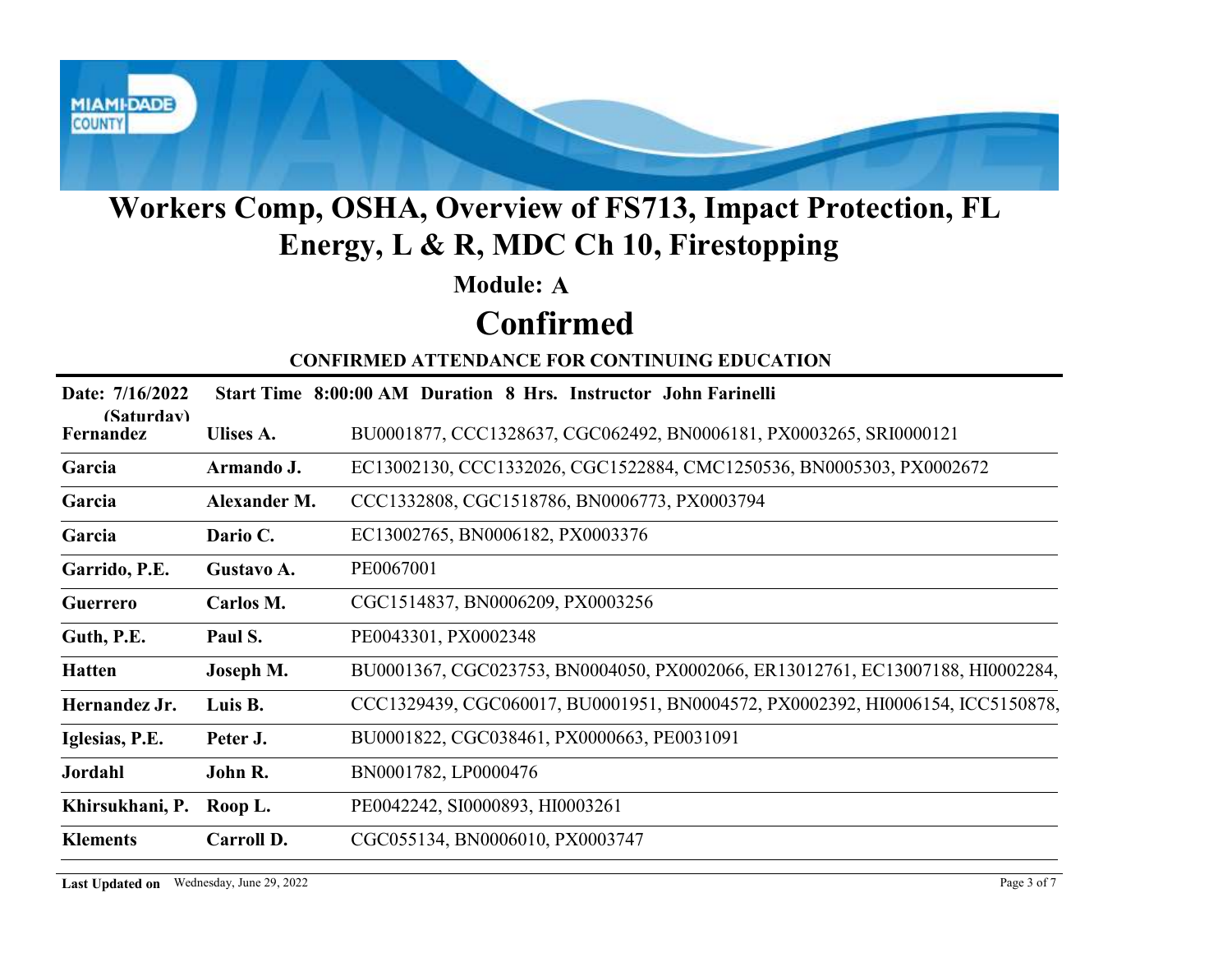# Workers Comp, OSHA, Overview of FS713, Impact Protection, FL Energy, L & R, MDC Ch 10, Firestopping

## Module: A

## Confirmed

### CONFIRMED ATTENDANCE FOR CONTINUING EDUCATION

**Date: 7/16/2022 (Saturday)** **Start Time 8:00:00 AM Duration 8 Hrs. Instructor John Farinelli**

| Last Name | First Name | Licenses |
|---|---|---|
| **Fernandez** | **Ulises A.** | BU0001877, CCC1328637, CGC062492, BN0006181, PX0003265, SRI0000121 |
| **Garcia** | **Armando J.** | EC13002130, CCC1332026, CGC1522884, CMC1250536, BN0005303, PX0002672 |
| **Garcia** | **Alexander M.** | CCC1332808, CGC1518786, BN0006773, PX0003794 |
| **Garcia** | **Dario C.** | EC13002765, BN0006182, PX0003376 |
| **Garrido, P.E.** | **Gustavo A.** | PE0067001 |
| **Guerrero** | **Carlos M.** | CGC1514837, BN0006209, PX0003256 |
| **Guth, P.E.** | **Paul S.** | PE0043301, PX0002348 |
| **Hatten** | **Joseph M.** | BU0001367, CGC023753, BN0004050, PX0002066, ER13012761, EC13007188, HI0002284, |
| **Hernandez Jr.** | **Luis B.** | CCC1329439, CGC060017, BU0001951, BN0004572, PX0002392, HI0006154, ICC5150878, |
| **Iglesias, P.E.** | **Peter J.** | BU0001822, CGC038461, PX0000663, PE0031091 |
| **Jordahl** | **John R.** | BN0001782, LP0000476 |
| **Khirsukhani, P.** | **Roop L.** | PE0042242, SI0000893, HI0003261 |
| **Klements** | **Carroll D.** | CGC055134, BN0006010, PX0003747 |

**Last Updated on** Wednesday, June 29, 2022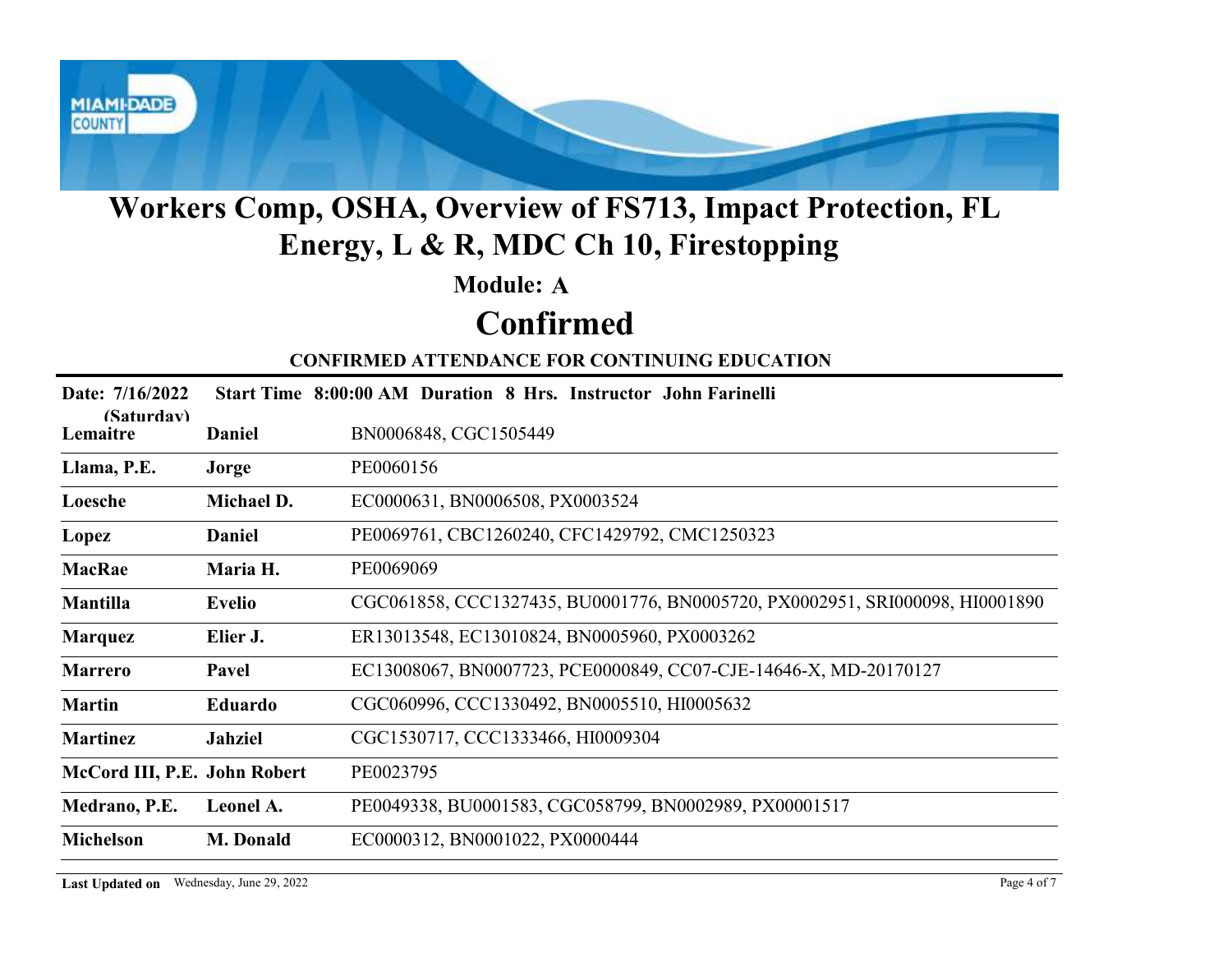# Workers Comp, OSHA, Overview of FS713, Impact Protection, FL Energy, L & R, MDC Ch 10, Firestopping

## Module: A

## Confirmed

**CONFIRMED ATTENDANCE FOR CONTINUING EDUCATION**

**Date: 7/16/2022 (Saturday)** **Start Time 8:00:00 AM Duration 8 Hrs. Instructor John Farinelli**

| Last Name | First Name | Licenses |
|---|---|---|
| **Lemaitre** | **Daniel** | BN0006848, CGC1505449 |
| **Llama, P.E.** | **Jorge** | PE0060156 |
| **Loesche** | **Michael D.** | EC0000631, BN0006508, PX0003524 |
| **Lopez** | **Daniel** | PE0069761, CBC1260240, CFC1429792, CMC1250323 |
| **MacRae** | **Maria H.** | PE0069069 |
| **Mantilla** | **Evelio** | CGC061858, CCC1327435, BU0001776, BN0005720, PX0002951, SRI000098, HI0001890 |
| **Marquez** | **Elier J.** | ER13013548, EC13010824, BN0005960, PX0003262 |
| **Marrero** | **Pavel** | EC13008067, BN0007723, PCE0000849, CC07-CJE-14646-X, MD-20170127 |
| **Martin** | **Eduardo** | CGC060996, CCC1330492, BN0005510, HI0005632 |
| **Martinez** | **Jahziel** | CGC1530717, CCC1333466, HI0009304 |
| **McCord III, P.E.** | **John Robert** | PE0023795 |
| **Medrano, P.E.** | **Leonel A.** | PE0049338, BU0001583, CGC058799, BN0002989, PX00001517 |
| **Michelson** | **M. Donald** | EC0000312, BN0001022, PX0000444 |

**Last Updated on** Wednesday, June 29, 2022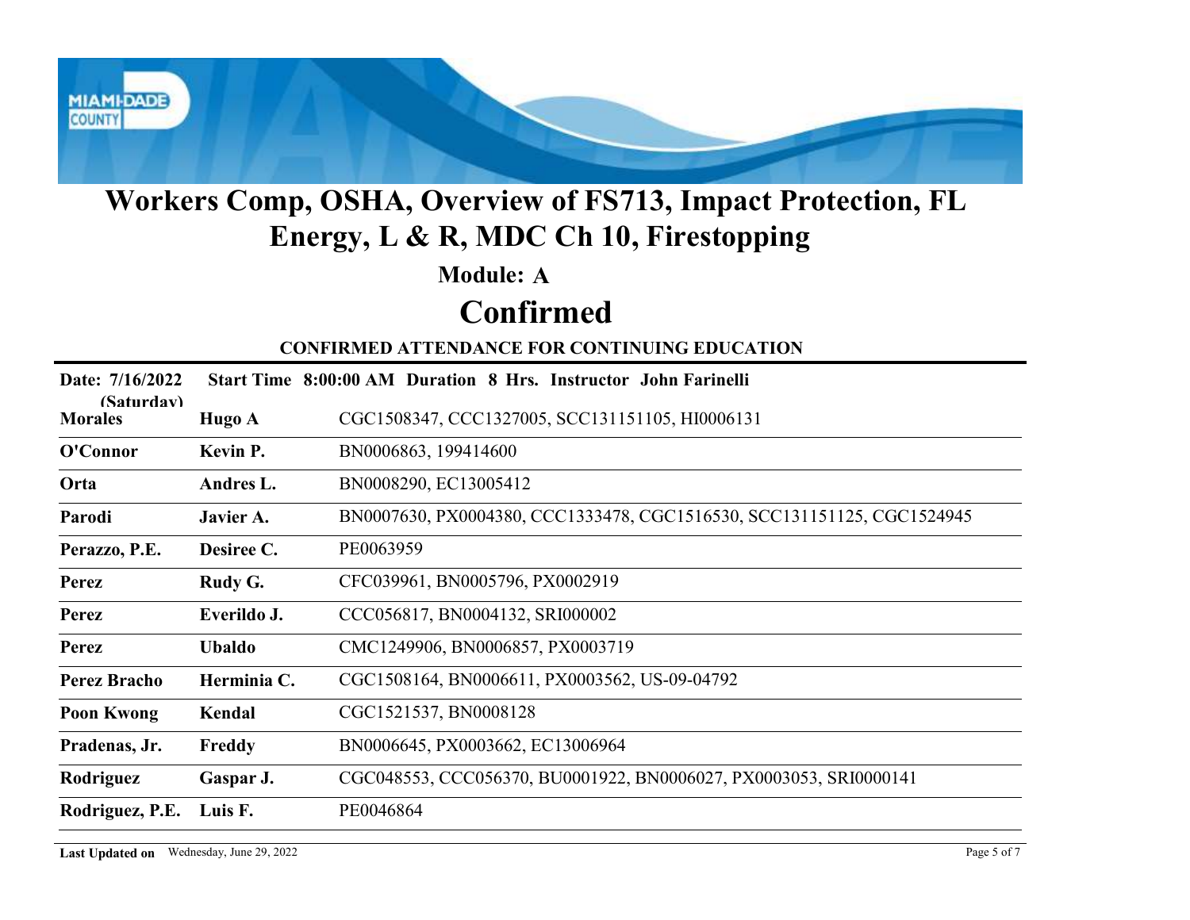# Workers Comp, OSHA, Overview of FS713, Impact Protection, FL Energy, L & R, MDC Ch 10, Firestopping

## Module: A

# Confirmed

**CONFIRMED ATTENDANCE FOR CONTINUING EDUCATION**

**Date: 7/16/2022 (Saturday)** **Start Time 8:00:00 AM Duration 8 Hrs. Instructor John Farinelli**

| Last Name | First Name | Licenses |
|---|---|---|
| **Morales** | **Hugo A** | CGC1508347, CCC1327005, SCC131151105, HI0006131 |
| **O'Connor** | **Kevin P.** | BN0006863, 199414600 |
| **Orta** | **Andres L.** | BN0008290, EC13005412 |
| **Parodi** | **Javier A.** | BN0007630, PX0004380, CCC1333478, CGC1516530, SCC131151125, CGC1524945 |
| **Perazzo, P.E.** | **Desiree C.** | PE0063959 |
| **Perez** | **Rudy G.** | CFC039961, BN0005796, PX0002919 |
| **Perez** | **Everildo J.** | CCC056817, BN0004132, SRI000002 |
| **Perez** | **Ubaldo** | CMC1249906, BN0006857, PX0003719 |
| **Perez Bracho** | **Herminia C.** | CGC1508164, BN0006611, PX0003562, US-09-04792 |
| **Poon Kwong** | **Kendal** | CGC1521537, BN0008128 |
| **Pradenas, Jr.** | **Freddy** | BN0006645, PX0003662, EC13006964 |
| **Rodriguez** | **Gaspar J.** | CGC048553, CCC056370, BU0001922, BN0006027, PX0003053, SRI0000141 |
| **Rodriguez, P.E.** | **Luis F.** | PE0046864 |

**Last Updated on** Wednesday, June 29, 2022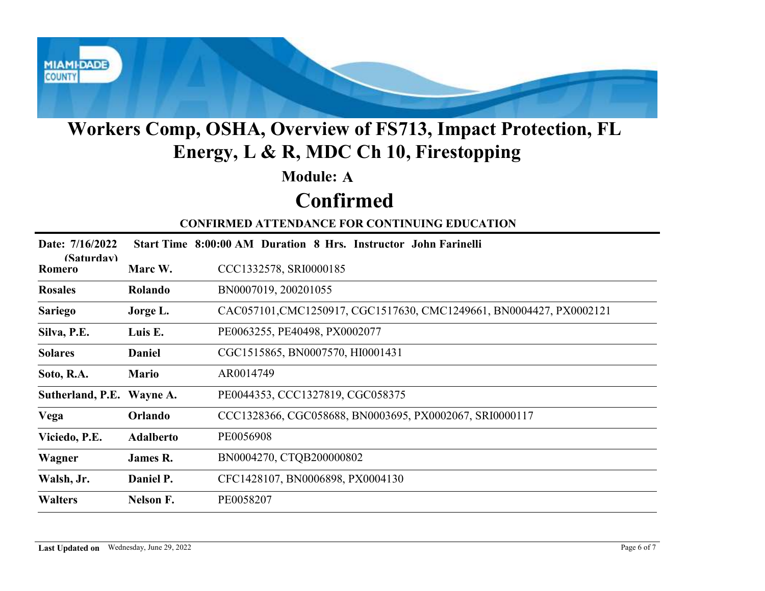# Workers Comp, OSHA, Overview of FS713, Impact Protection, FL Energy, L & R, MDC Ch 10, Firestopping

## Module: A

## Confirmed

### CONFIRMED ATTENDANCE FOR CONTINUING EDUCATION

**Date: 7/16/2022 (Saturday)** **Start Time 8:00:00 AM Duration 8 Hrs. Instructor John Farinelli**

| | | |
|---|---|---|
| **Romero** | **Marc W.** | CCC1332578, SRI0000185 |
| **Rosales** | **Rolando** | BN0007019, 200201055 |
| **Sariego** | **Jorge L.** | CAC057101,CMC1250917, CGC1517630, CMC1249661, BN0004427, PX0002121 |
| **Silva, P.E.** | **Luis E.** | PE0063255, PE40498, PX0002077 |
| **Solares** | **Daniel** | CGC1515865, BN0007570, HI0001431 |
| **Soto, R.A.** | **Mario** | AR0014749 |
| **Sutherland, P.E.** | **Wayne A.** | PE0044353, CCC1327819, CGC058375 |
| **Vega** | **Orlando** | CCC1328366, CGC058688, BN0003695, PX0002067, SRI0000117 |
| **Viciedo, P.E.** | **Adalberto** | PE0056908 |
| **Wagner** | **James R.** | BN0004270, CTQB200000802 |
| **Walsh, Jr.** | **Daniel P.** | CFC1428107, BN0006898, PX0004130 |
| **Walters** | **Nelson F.** | PE0058207 |

**Last Updated on** Wednesday, June 29, 2022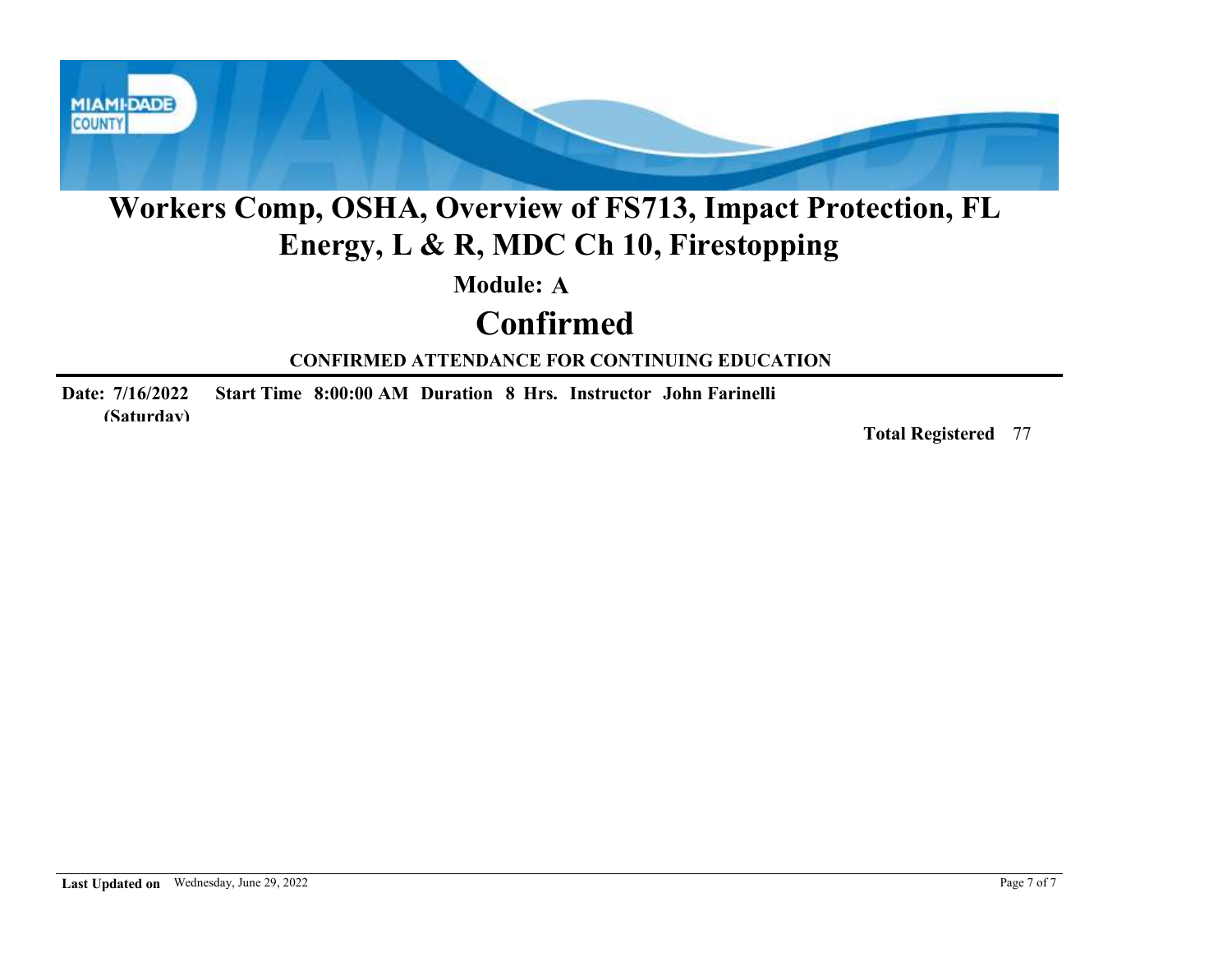# Workers Comp, OSHA, Overview of FS713, Impact Protection, FL Energy, L & R, MDC Ch 10, Firestopping

**Module: A**

## Confirmed

**CONFIRMED ATTENDANCE FOR CONTINUING EDUCATION**

**Date: 7/16/2022 (Saturday)** **Start Time 8:00:00 AM** **Duration 8 Hrs.** **Instructor John Farinelli**

**Total Registered** 77

**Last Updated on** Wednesday, June 29, 2022